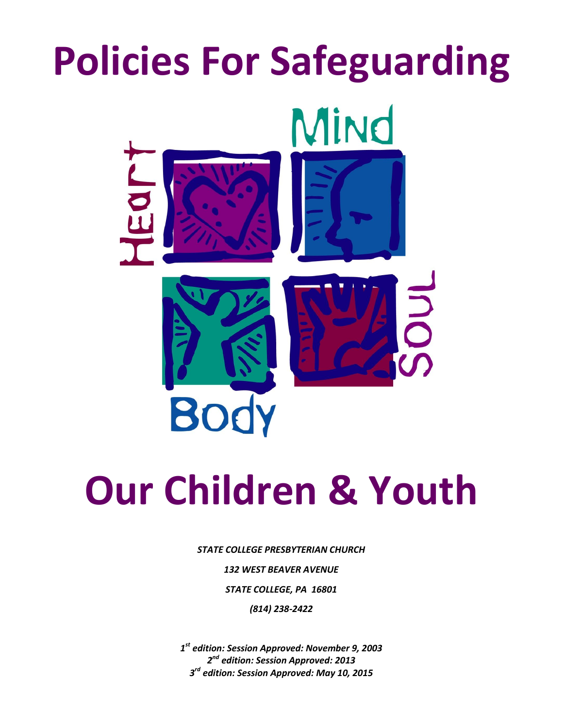# Policies For Safeguarding

# Our Children & Youth

*STATE COLLEGE PRESBYTERIAN CHURCH*

*132 WEST BEAVER AVENUE*

*STATE COLLEGE, PA 16801*

*(814) 238-2422*

***1st edition: Session Approved: November 9, 2003***
***2nd edition: Session Approved: 2013***
***3rd edition: Session Approved: May 10, 2015***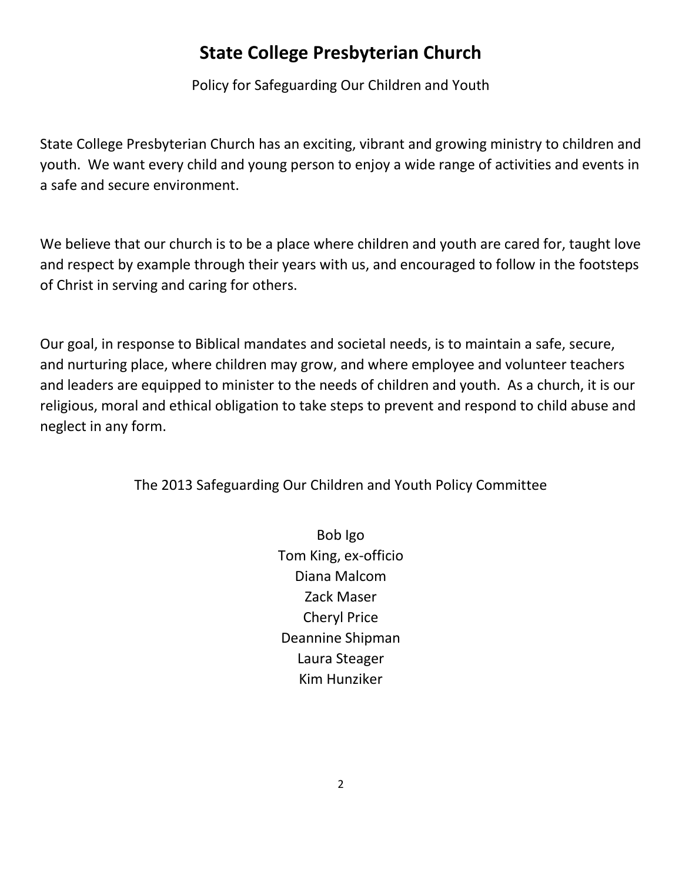# State College Presbyterian Church

Policy for Safeguarding Our Children and Youth

State College Presbyterian Church has an exciting, vibrant and growing ministry to children and youth. We want every child and young person to enjoy a wide range of activities and events in a safe and secure environment.

We believe that our church is to be a place where children and youth are cared for, taught love and respect by example through their years with us, and encouraged to follow in the footsteps of Christ in serving and caring for others.

Our goal, in response to Biblical mandates and societal needs, is to maintain a safe, secure, and nurturing place, where children may grow, and where employee and volunteer teachers and leaders are equipped to minister to the needs of children and youth. As a church, it is our religious, moral and ethical obligation to take steps to prevent and respond to child abuse and neglect in any form.

The 2013 Safeguarding Our Children and Youth Policy Committee

Bob Igo
Tom King, ex-officio
Diana Malcom
Zack Maser
Cheryl Price
Deannine Shipman
Laura Steager
Kim Hunziker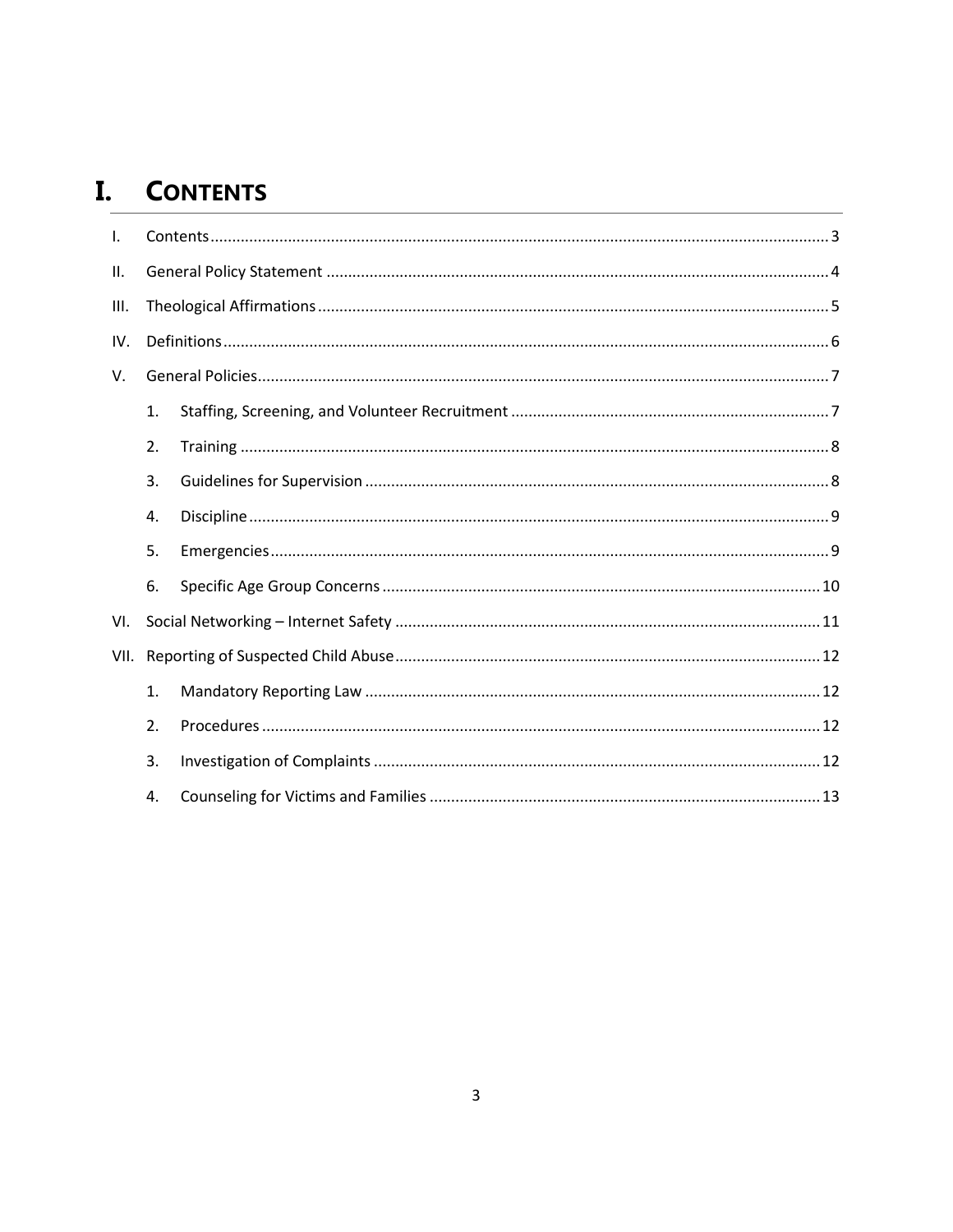# I. CONTENTS

- I. Contents ........ 3
- II. General Policy Statement ........ 4
- III. Theological Affirmations ........ 5
- IV. Definitions ........ 6
- V. General Policies ........ 7
  1. Staffing, Screening, and Volunteer Recruitment ........ 7
  2. Training ........ 8
  3. Guidelines for Supervision ........ 8
  4. Discipline ........ 9
  5. Emergencies ........ 9
  6. Specific Age Group Concerns ........ 10
- VI. Social Networking – Internet Safety ........ 11
- VII. Reporting of Suspected Child Abuse ........ 12
  1. Mandatory Reporting Law ........ 12
  2. Procedures ........ 12
  3. Investigation of Complaints ........ 12
  4. Counseling for Victims and Families ........ 13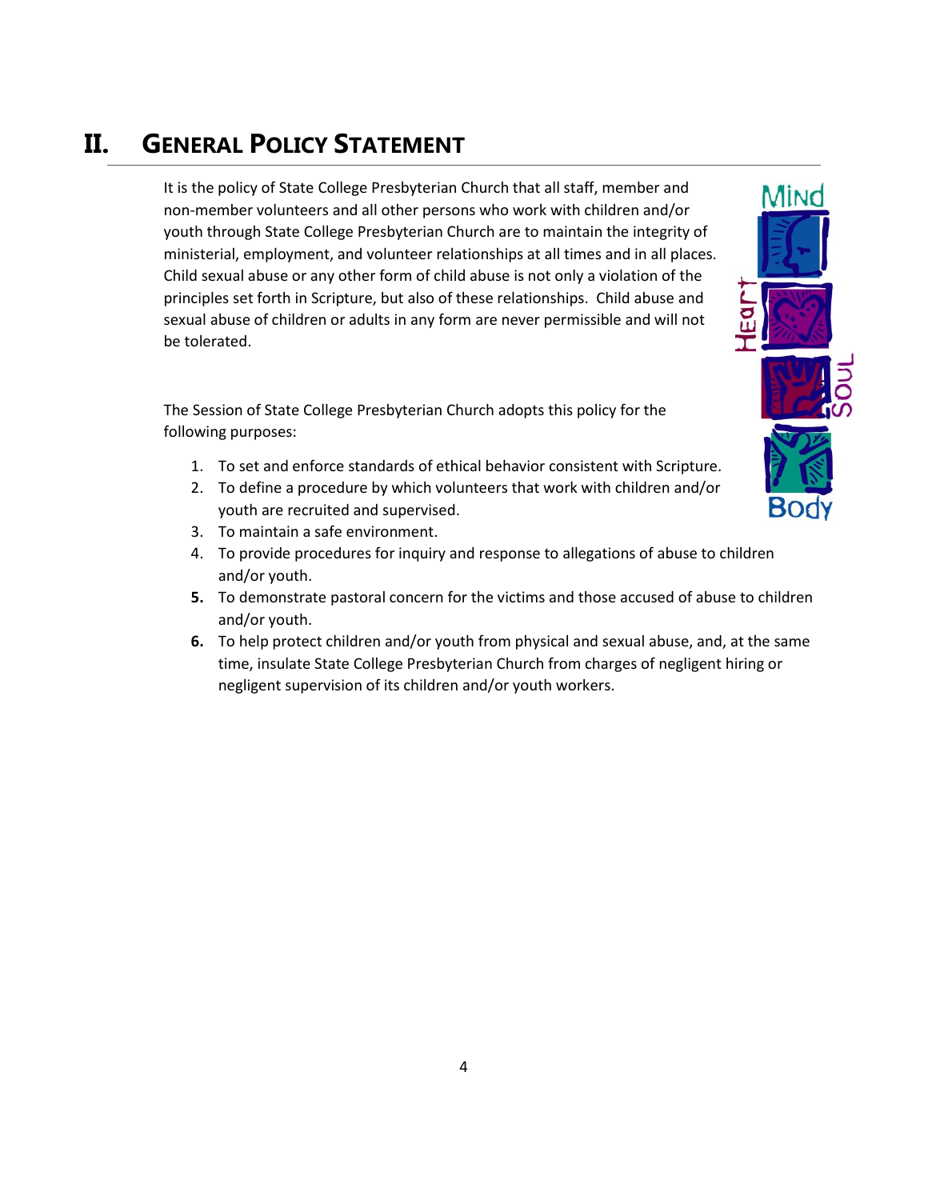# II. General Policy Statement

It is the policy of State College Presbyterian Church that all staff, member and non-member volunteers and all other persons who work with children and/or youth through State College Presbyterian Church are to maintain the integrity of ministerial, employment, and volunteer relationships at all times and in all places. Child sexual abuse or any other form of child abuse is not only a violation of the principles set forth in Scripture, but also of these relationships. Child abuse and sexual abuse of children or adults in any form are never permissible and will not be tolerated.

The Session of State College Presbyterian Church adopts this policy for the following purposes:

1. To set and enforce standards of ethical behavior consistent with Scripture.
2. To define a procedure by which volunteers that work with children and/or youth are recruited and supervised.
3. To maintain a safe environment.
4. To provide procedures for inquiry and response to allegations of abuse to children and/or youth.
5. To demonstrate pastoral concern for the victims and those accused of abuse to children and/or youth.
6. To help protect children and/or youth from physical and sexual abuse, and, at the same time, insulate State College Presbyterian Church from charges of negligent hiring or negligent supervision of its children and/or youth workers.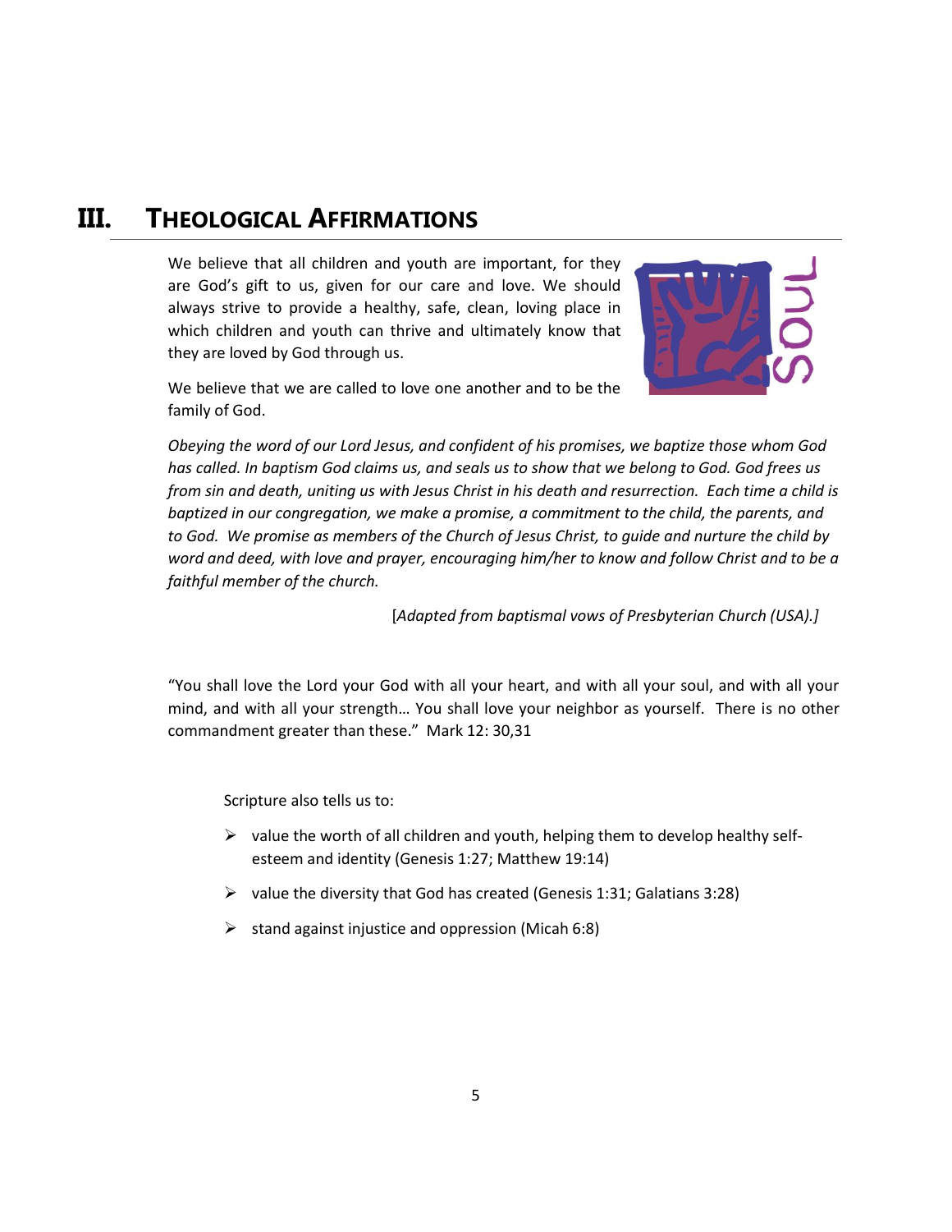# III. Theological Affirmations

We believe that all children and youth are important, for they are God's gift to us, given for our care and love. We should always strive to provide a healthy, safe, clean, loving place in which children and youth can thrive and ultimately know that they are loved by God through us.

We believe that we are called to love one another and to be the family of God.

*Obeying the word of our Lord Jesus, and confident of his promises, we baptize those whom God has called. In baptism God claims us, and seals us to show that we belong to God. God frees us from sin and death, uniting us with Jesus Christ in his death and resurrection. Each time a child is baptized in our congregation, we make a promise, a commitment to the child, the parents, and to God. We promise as members of the Church of Jesus Christ, to guide and nurture the child by word and deed, with love and prayer, encouraging him/her to know and follow Christ and to be a faithful member of the church.*

[*Adapted from baptismal vows of Presbyterian Church (USA).]*

"You shall love the Lord your God with all your heart, and with all your soul, and with all your mind, and with all your strength… You shall love your neighbor as yourself. There is no other commandment greater than these." Mark 12: 30,31

Scripture also tells us to:

- value the worth of all children and youth, helping them to develop healthy self-esteem and identity (Genesis 1:27; Matthew 19:14)
- value the diversity that God has created (Genesis 1:31; Galatians 3:28)
- stand against injustice and oppression (Micah 6:8)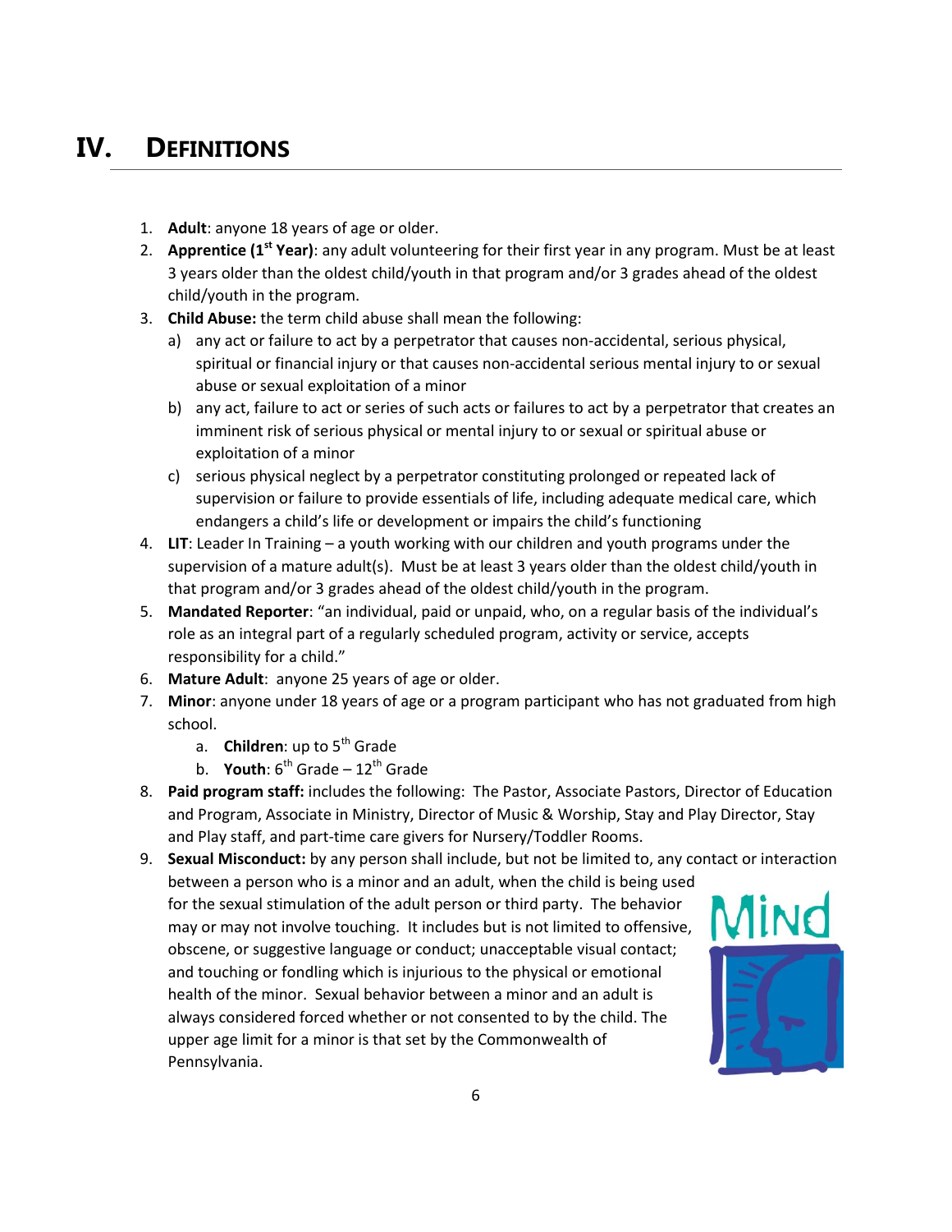# IV. DEFINITIONS

1. **Adult**: anyone 18 years of age or older.
2. **Apprentice (1st Year)**: any adult volunteering for their first year in any program. Must be at least 3 years older than the oldest child/youth in that program and/or 3 grades ahead of the oldest child/youth in the program.
3. **Child Abuse:** the term child abuse shall mean the following:
   a) any act or failure to act by a perpetrator that causes non-accidental, serious physical, spiritual or financial injury or that causes non-accidental serious mental injury to or sexual abuse or sexual exploitation of a minor
   b) any act, failure to act or series of such acts or failures to act by a perpetrator that creates an imminent risk of serious physical or mental injury to or sexual or spiritual abuse or exploitation of a minor
   c) serious physical neglect by a perpetrator constituting prolonged or repeated lack of supervision or failure to provide essentials of life, including adequate medical care, which endangers a child's life or development or impairs the child's functioning
4. **LIT**: Leader In Training – a youth working with our children and youth programs under the supervision of a mature adult(s). Must be at least 3 years older than the oldest child/youth in that program and/or 3 grades ahead of the oldest child/youth in the program.
5. **Mandated Reporter**: "an individual, paid or unpaid, who, on a regular basis of the individual's role as an integral part of a regularly scheduled program, activity or service, accepts responsibility for a child."
6. **Mature Adult**: anyone 25 years of age or older.
7. **Minor**: anyone under 18 years of age or a program participant who has not graduated from high school.
   a. **Children**: up to 5th Grade
   b. **Youth**: 6th Grade – 12th Grade
8. **Paid program staff:** includes the following: The Pastor, Associate Pastors, Director of Education and Program, Associate in Ministry, Director of Music & Worship, Stay and Play Director, Stay and Play staff, and part-time care givers for Nursery/Toddler Rooms.
9. **Sexual Misconduct:** by any person shall include, but not be limited to, any contact or interaction between a person who is a minor and an adult, when the child is being used for the sexual stimulation of the adult person or third party. The behavior may or may not involve touching. It includes but is not limited to offensive, obscene, or suggestive language or conduct; unacceptable visual contact; and touching or fondling which is injurious to the physical or emotional health of the minor. Sexual behavior between a minor and an adult is always considered forced whether or not consented to by the child. The upper age limit for a minor is that set by the Commonwealth of Pennsylvania.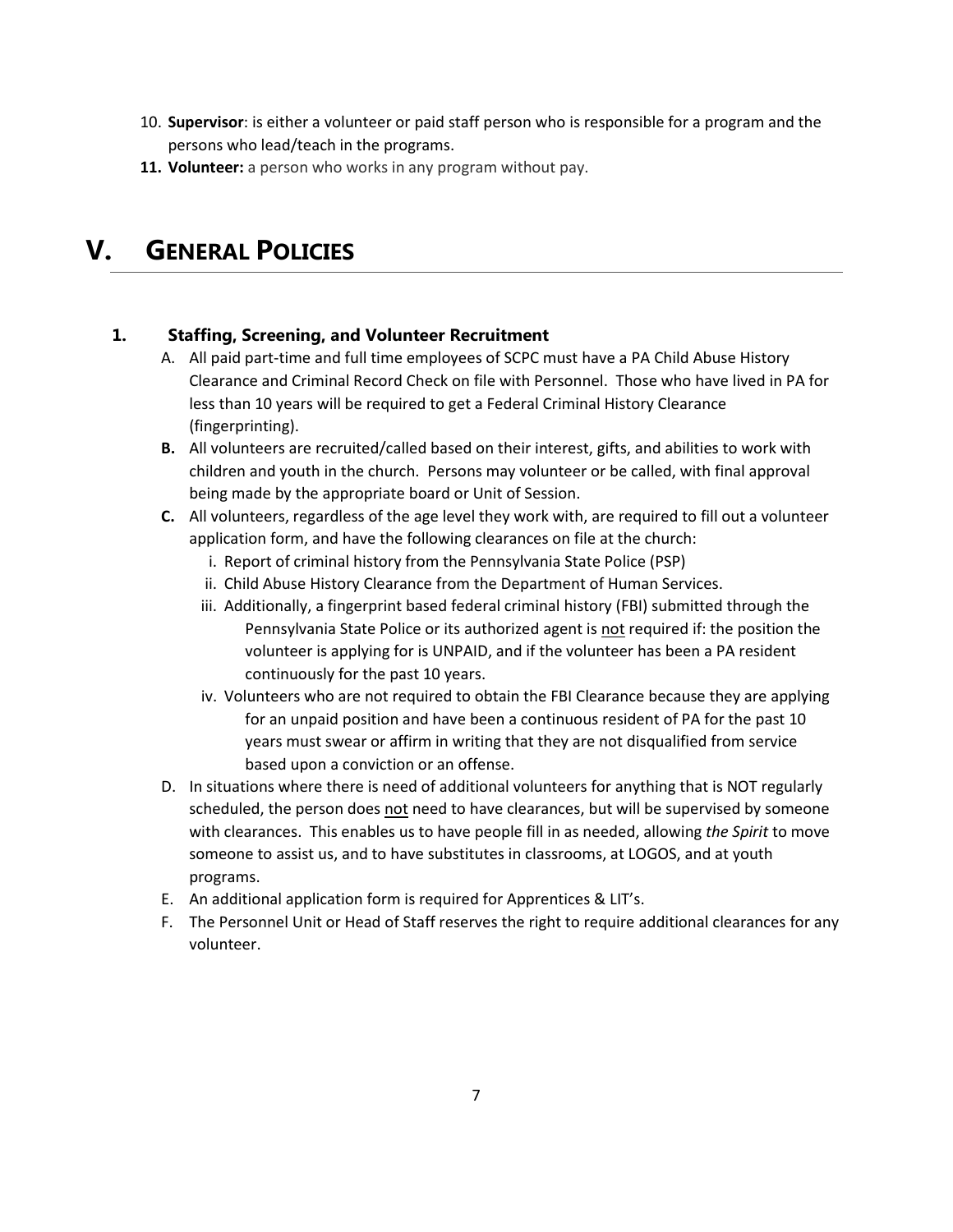10. **Supervisor**: is either a volunteer or paid staff person who is responsible for a program and the persons who lead/teach in the programs.
11. **Volunteer:** a person who works in any program without pay.

# V. GENERAL POLICIES

## 1. Staffing, Screening, and Volunteer Recruitment

A. All paid part-time and full time employees of SCPC must have a PA Child Abuse History Clearance and Criminal Record Check on file with Personnel. Those who have lived in PA for less than 10 years will be required to get a Federal Criminal History Clearance (fingerprinting).

**B.** All volunteers are recruited/called based on their interest, gifts, and abilities to work with children and youth in the church. Persons may volunteer or be called, with final approval being made by the appropriate board or Unit of Session.

**C.** All volunteers, regardless of the age level they work with, are required to fill out a volunteer application form, and have the following clearances on file at the church:

i. Report of criminal history from the Pennsylvania State Police (PSP)

ii. Child Abuse History Clearance from the Department of Human Services.

iii. Additionally, a fingerprint based federal criminal history (FBI) submitted through the Pennsylvania State Police or its authorized agent is not required if: the position the volunteer is applying for is UNPAID, and if the volunteer has been a PA resident continuously for the past 10 years.

iv. Volunteers who are not required to obtain the FBI Clearance because they are applying for an unpaid position and have been a continuous resident of PA for the past 10 years must swear or affirm in writing that they are not disqualified from service based upon a conviction or an offense.

D. In situations where there is need of additional volunteers for anything that is NOT regularly scheduled, the person does not need to have clearances, but will be supervised by someone with clearances. This enables us to have people fill in as needed, allowing *the Spirit* to move someone to assist us, and to have substitutes in classrooms, at LOGOS, and at youth programs.

E. An additional application form is required for Apprentices & LIT's.

F. The Personnel Unit or Head of Staff reserves the right to require additional clearances for any volunteer.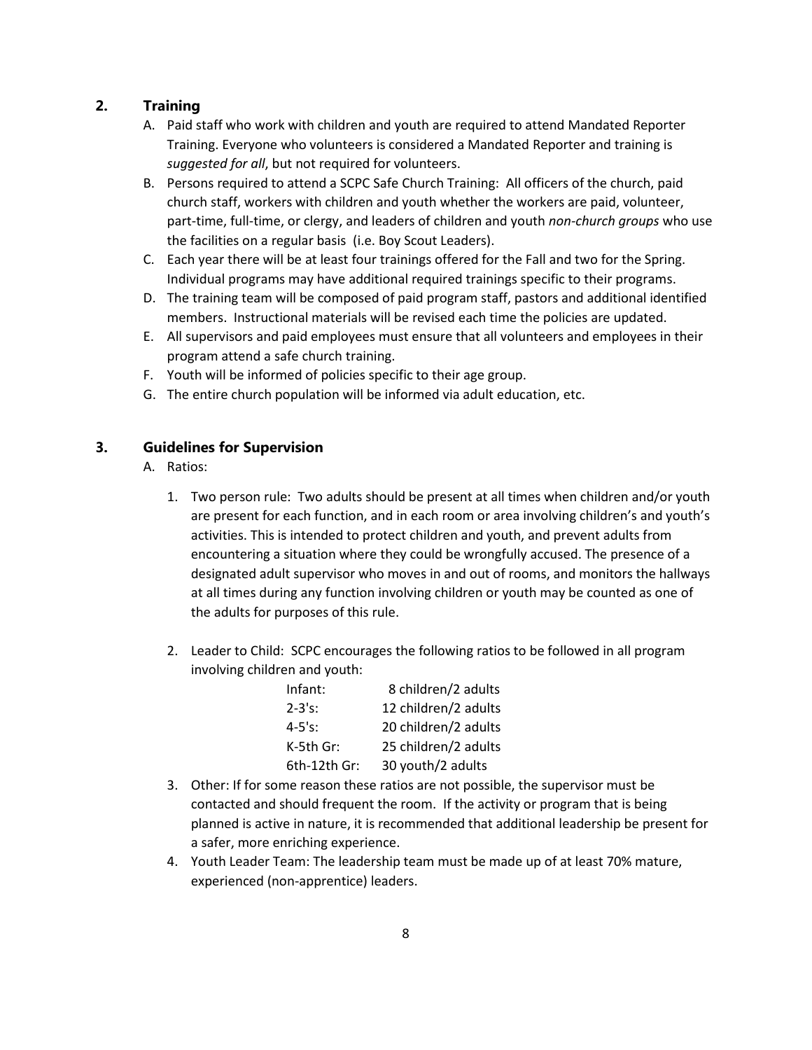## 2. Training

A. Paid staff who work with children and youth are required to attend Mandated Reporter Training. Everyone who volunteers is considered a Mandated Reporter and training is *suggested for all*, but not required for volunteers.

B. Persons required to attend a SCPC Safe Church Training: All officers of the church, paid church staff, workers with children and youth whether the workers are paid, volunteer, part-time, full-time, or clergy, and leaders of children and youth *non-church groups* who use the facilities on a regular basis (i.e. Boy Scout Leaders).

C. Each year there will be at least four trainings offered for the Fall and two for the Spring. Individual programs may have additional required trainings specific to their programs.

D. The training team will be composed of paid program staff, pastors and additional identified members. Instructional materials will be revised each time the policies are updated.

E. All supervisors and paid employees must ensure that all volunteers and employees in their program attend a safe church training.

F. Youth will be informed of policies specific to their age group.

G. The entire church population will be informed via adult education, etc.

## 3. Guidelines for Supervision

A. Ratios:

1. Two person rule: Two adults should be present at all times when children and/or youth are present for each function, and in each room or area involving children's and youth's activities. This is intended to protect children and youth, and prevent adults from encountering a situation where they could be wrongfully accused. The presence of a designated adult supervisor who moves in and out of rooms, and monitors the hallways at all times during any function involving children or youth may be counted as one of the adults for purposes of this rule.

2. Leader to Child: SCPC encourages the following ratios to be followed in all program involving children and youth:

| | |
|---|---|
| Infant: | 8 children/2 adults |
| 2-3's: | 12 children/2 adults |
| 4-5's: | 20 children/2 adults |
| K-5th Gr: | 25 children/2 adults |
| 6th-12th Gr: | 30 youth/2 adults |

3. Other: If for some reason these ratios are not possible, the supervisor must be contacted and should frequent the room. If the activity or program that is being planned is active in nature, it is recommended that additional leadership be present for a safer, more enriching experience.

4. Youth Leader Team: The leadership team must be made up of at least 70% mature, experienced (non-apprentice) leaders.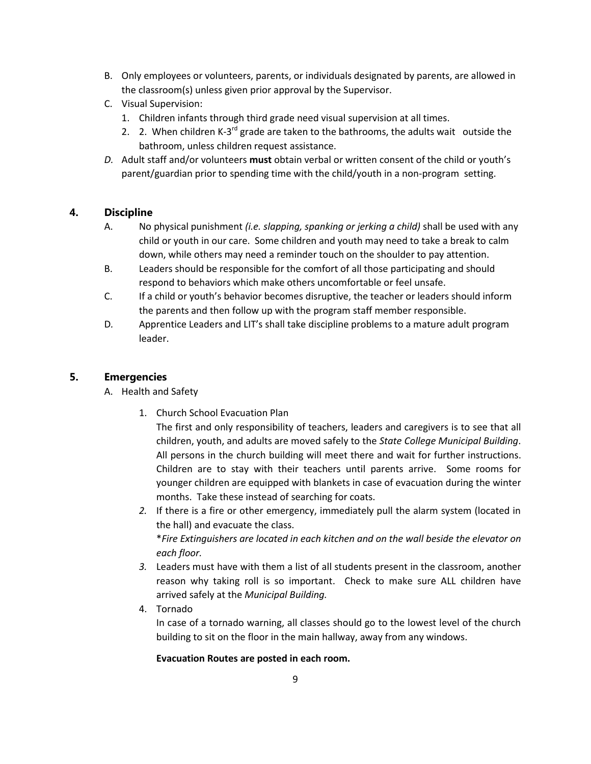B. Only employees or volunteers, parents, or individuals designated by parents, are allowed in the classroom(s) unless given prior approval by the Supervisor.

C. Visual Supervision:
   1. Children infants through third grade need visual supervision at all times.
   2. 2. When children K-3rd grade are taken to the bathrooms, the adults wait outside the bathroom, unless children request assistance.

*D.* Adult staff and/or volunteers **must** obtain verbal or written consent of the child or youth's parent/guardian prior to spending time with the child/youth in a non-program setting.

## 4. Discipline

A. No physical punishment *(i.e. slapping, spanking or jerking a child)* shall be used with any child or youth in our care. Some children and youth may need to take a break to calm down, while others may need a reminder touch on the shoulder to pay attention.

B. Leaders should be responsible for the comfort of all those participating and should respond to behaviors which make others uncomfortable or feel unsafe.

C. If a child or youth's behavior becomes disruptive, the teacher or leaders should inform the parents and then follow up with the program staff member responsible.

D. Apprentice Leaders and LIT's shall take discipline problems to a mature adult program leader.

## 5. Emergencies

A. Health and Safety

1. Church School Evacuation Plan

   The first and only responsibility of teachers, leaders and caregivers is to see that all children, youth, and adults are moved safely to the *State College Municipal Building*. All persons in the church building will meet there and wait for further instructions. Children are to stay with their teachers until parents arrive. Some rooms for younger children are equipped with blankets in case of evacuation during the winter months. Take these instead of searching for coats.

2. If there is a fire or other emergency, immediately pull the alarm system (located in the hall) and evacuate the class.

   \**Fire Extinguishers are located in each kitchen and on the wall beside the elevator on each floor.*

3. Leaders must have with them a list of all students present in the classroom, another reason why taking roll is so important. Check to make sure ALL children have arrived safely at the *Municipal Building.*

4. Tornado

   In case of a tornado warning, all classes should go to the lowest level of the church building to sit on the floor in the main hallway, away from any windows.

   **Evacuation Routes are posted in each room.**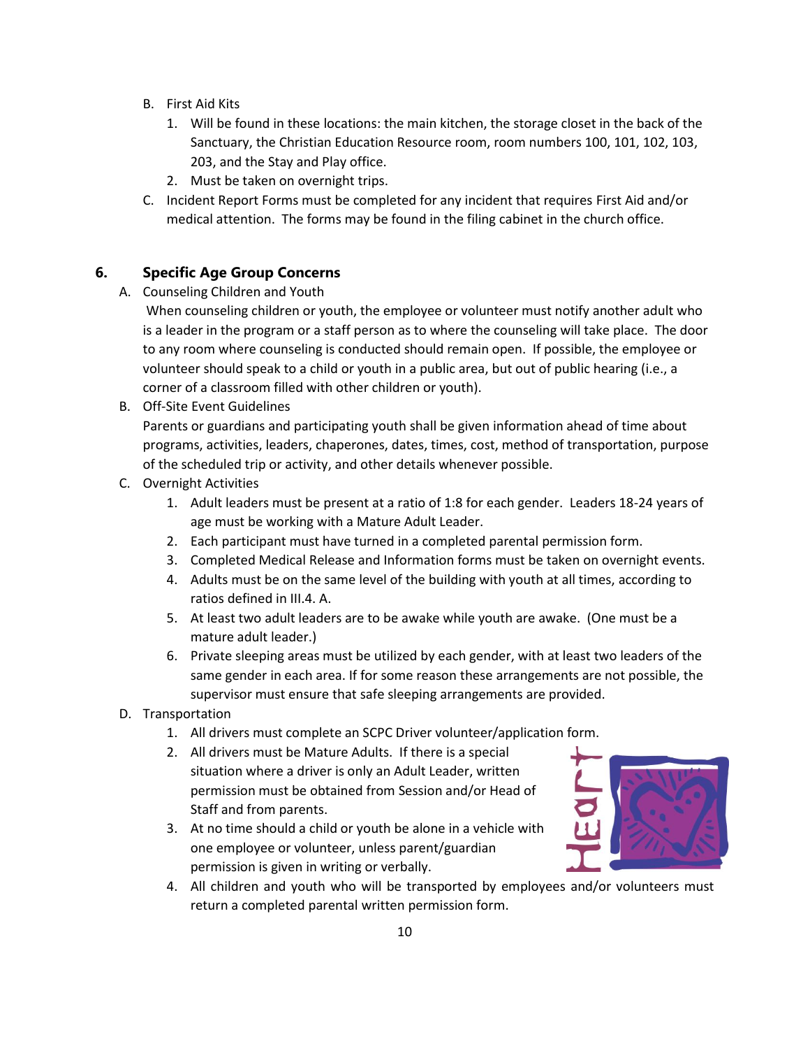B. First Aid Kits

1. Will be found in these locations: the main kitchen, the storage closet in the back of the Sanctuary, the Christian Education Resource room, room numbers 100, 101, 102, 103, 203, and the Stay and Play office.
2. Must be taken on overnight trips.

C. Incident Report Forms must be completed for any incident that requires First Aid and/or medical attention. The forms may be found in the filing cabinet in the church office.

## 6. Specific Age Group Concerns

A. Counseling Children and Youth

When counseling children or youth, the employee or volunteer must notify another adult who is a leader in the program or a staff person as to where the counseling will take place. The door to any room where counseling is conducted should remain open. If possible, the employee or volunteer should speak to a child or youth in a public area, but out of public hearing (i.e., a corner of a classroom filled with other children or youth).

B. Off-Site Event Guidelines

Parents or guardians and participating youth shall be given information ahead of time about programs, activities, leaders, chaperones, dates, times, cost, method of transportation, purpose of the scheduled trip or activity, and other details whenever possible.

C. Overnight Activities

1. Adult leaders must be present at a ratio of 1:8 for each gender. Leaders 18-24 years of age must be working with a Mature Adult Leader.
2. Each participant must have turned in a completed parental permission form.
3. Completed Medical Release and Information forms must be taken on overnight events.
4. Adults must be on the same level of the building with youth at all times, according to ratios defined in III.4. A.
5. At least two adult leaders are to be awake while youth are awake. (One must be a mature adult leader.)
6. Private sleeping areas must be utilized by each gender, with at least two leaders of the same gender in each area. If for some reason these arrangements are not possible, the supervisor must ensure that safe sleeping arrangements are provided.

D. Transportation

1. All drivers must complete an SCPC Driver volunteer/application form.
2. All drivers must be Mature Adults. If there is a special situation where a driver is only an Adult Leader, written permission must be obtained from Session and/or Head of Staff and from parents.
3. At no time should a child or youth be alone in a vehicle with one employee or volunteer, unless parent/guardian permission is given in writing or verbally.
4. All children and youth who will be transported by employees and/or volunteers must return a completed parental written permission form.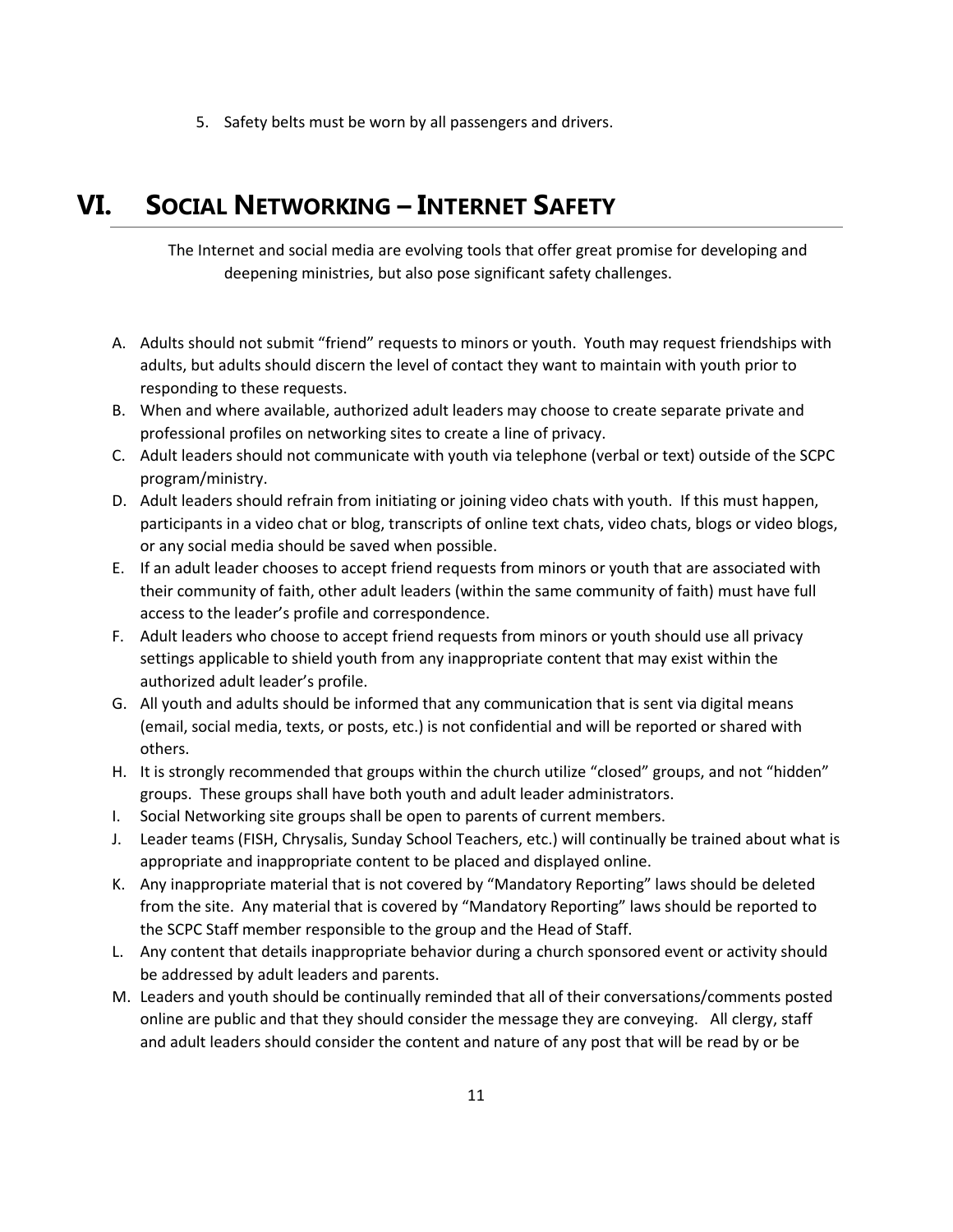5. Safety belts must be worn by all passengers and drivers.

# VI. Social Networking – Internet Safety

The Internet and social media are evolving tools that offer great promise for developing and deepening ministries, but also pose significant safety challenges.

A. Adults should not submit "friend" requests to minors or youth. Youth may request friendships with adults, but adults should discern the level of contact they want to maintain with youth prior to responding to these requests.
B. When and where available, authorized adult leaders may choose to create separate private and professional profiles on networking sites to create a line of privacy.
C. Adult leaders should not communicate with youth via telephone (verbal or text) outside of the SCPC program/ministry.
D. Adult leaders should refrain from initiating or joining video chats with youth. If this must happen, participants in a video chat or blog, transcripts of online text chats, video chats, blogs or video blogs, or any social media should be saved when possible.
E. If an adult leader chooses to accept friend requests from minors or youth that are associated with their community of faith, other adult leaders (within the same community of faith) must have full access to the leader's profile and correspondence.
F. Adult leaders who choose to accept friend requests from minors or youth should use all privacy settings applicable to shield youth from any inappropriate content that may exist within the authorized adult leader's profile.
G. All youth and adults should be informed that any communication that is sent via digital means (email, social media, texts, or posts, etc.) is not confidential and will be reported or shared with others.
H. It is strongly recommended that groups within the church utilize "closed" groups, and not "hidden" groups. These groups shall have both youth and adult leader administrators.
I. Social Networking site groups shall be open to parents of current members.
J. Leader teams (FISH, Chrysalis, Sunday School Teachers, etc.) will continually be trained about what is appropriate and inappropriate content to be placed and displayed online.
K. Any inappropriate material that is not covered by "Mandatory Reporting" laws should be deleted from the site. Any material that is covered by "Mandatory Reporting" laws should be reported to the SCPC Staff member responsible to the group and the Head of Staff.
L. Any content that details inappropriate behavior during a church sponsored event or activity should be addressed by adult leaders and parents.
M. Leaders and youth should be continually reminded that all of their conversations/comments posted online are public and that they should consider the message they are conveying. All clergy, staff and adult leaders should consider the content and nature of any post that will be read by or be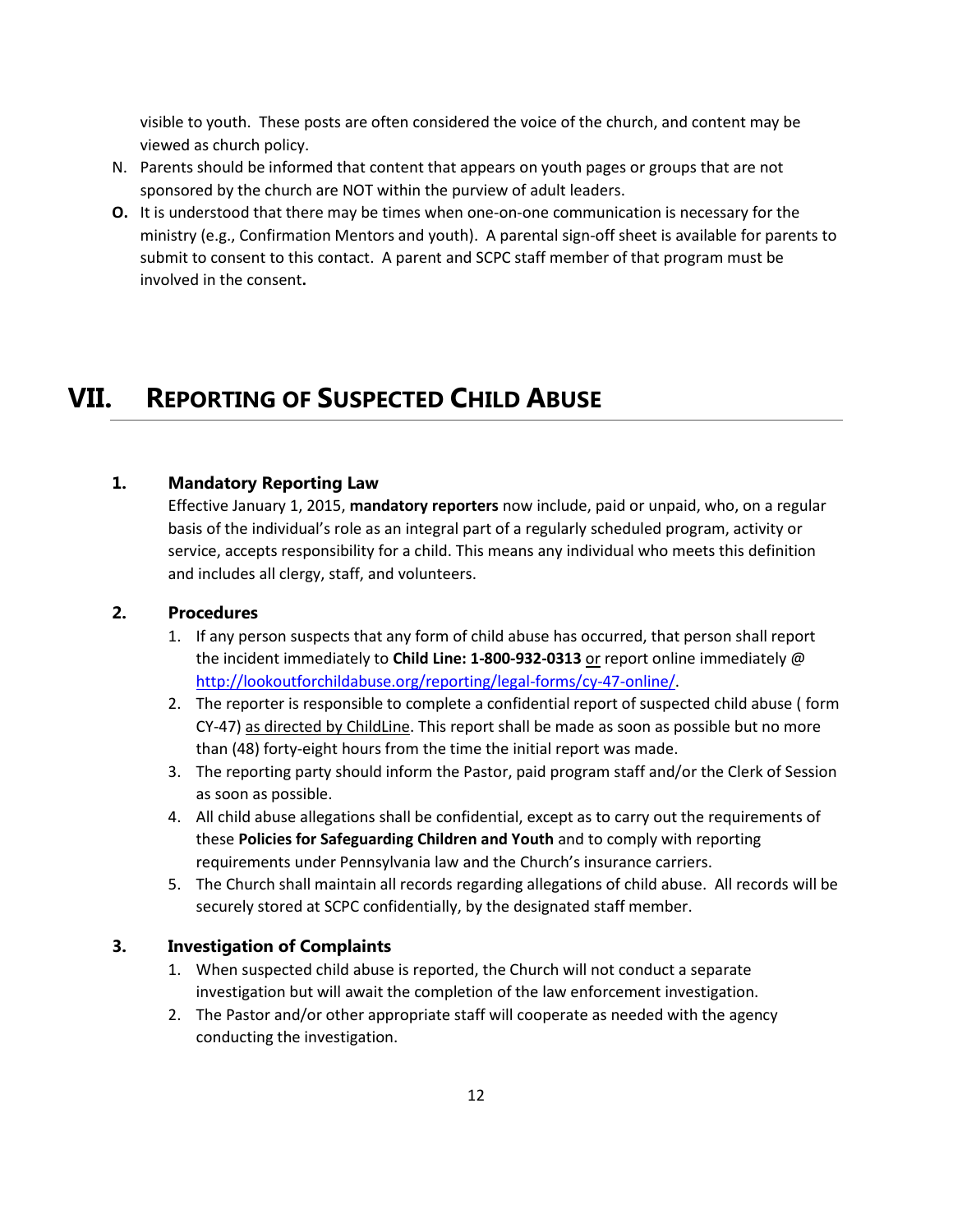visible to youth. These posts are often considered the voice of the church, and content may be viewed as church policy.

N. Parents should be informed that content that appears on youth pages or groups that are not sponsored by the church are NOT within the purview of adult leaders.

**O.** It is understood that there may be times when one-on-one communication is necessary for the ministry (e.g., Confirmation Mentors and youth). A parental sign-off sheet is available for parents to submit to consent to this contact. A parent and SCPC staff member of that program must be involved in the consent**.**

# VII. Reporting of Suspected Child Abuse

## 1. Mandatory Reporting Law

Effective January 1, 2015, **mandatory reporters** now include, paid or unpaid, who, on a regular basis of the individual's role as an integral part of a regularly scheduled program, activity or service, accepts responsibility for a child. This means any individual who meets this definition and includes all clergy, staff, and volunteers.

## 2. Procedures

1. If any person suspects that any form of child abuse has occurred, that person shall report the incident immediately to **Child Line: 1-800-932-0313** <u>or</u> report online immediately @ [http://lookoutforchildabuse.org/reporting/legal-forms/cy-47-online/](http://lookoutforchildabuse.org/reporting/legal-forms/cy-47-online/).
2. The reporter is responsible to complete a confidential report of suspected child abuse ( form CY-47) <u>as directed by ChildLine</u>. This report shall be made as soon as possible but no more than (48) forty-eight hours from the time the initial report was made.
3. The reporting party should inform the Pastor, paid program staff and/or the Clerk of Session as soon as possible.
4. All child abuse allegations shall be confidential, except as to carry out the requirements of these **Policies for Safeguarding Children and Youth** and to comply with reporting requirements under Pennsylvania law and the Church's insurance carriers.
5. The Church shall maintain all records regarding allegations of child abuse. All records will be securely stored at SCPC confidentially, by the designated staff member.

## 3. Investigation of Complaints

1. When suspected child abuse is reported, the Church will not conduct a separate investigation but will await the completion of the law enforcement investigation.
2. The Pastor and/or other appropriate staff will cooperate as needed with the agency conducting the investigation.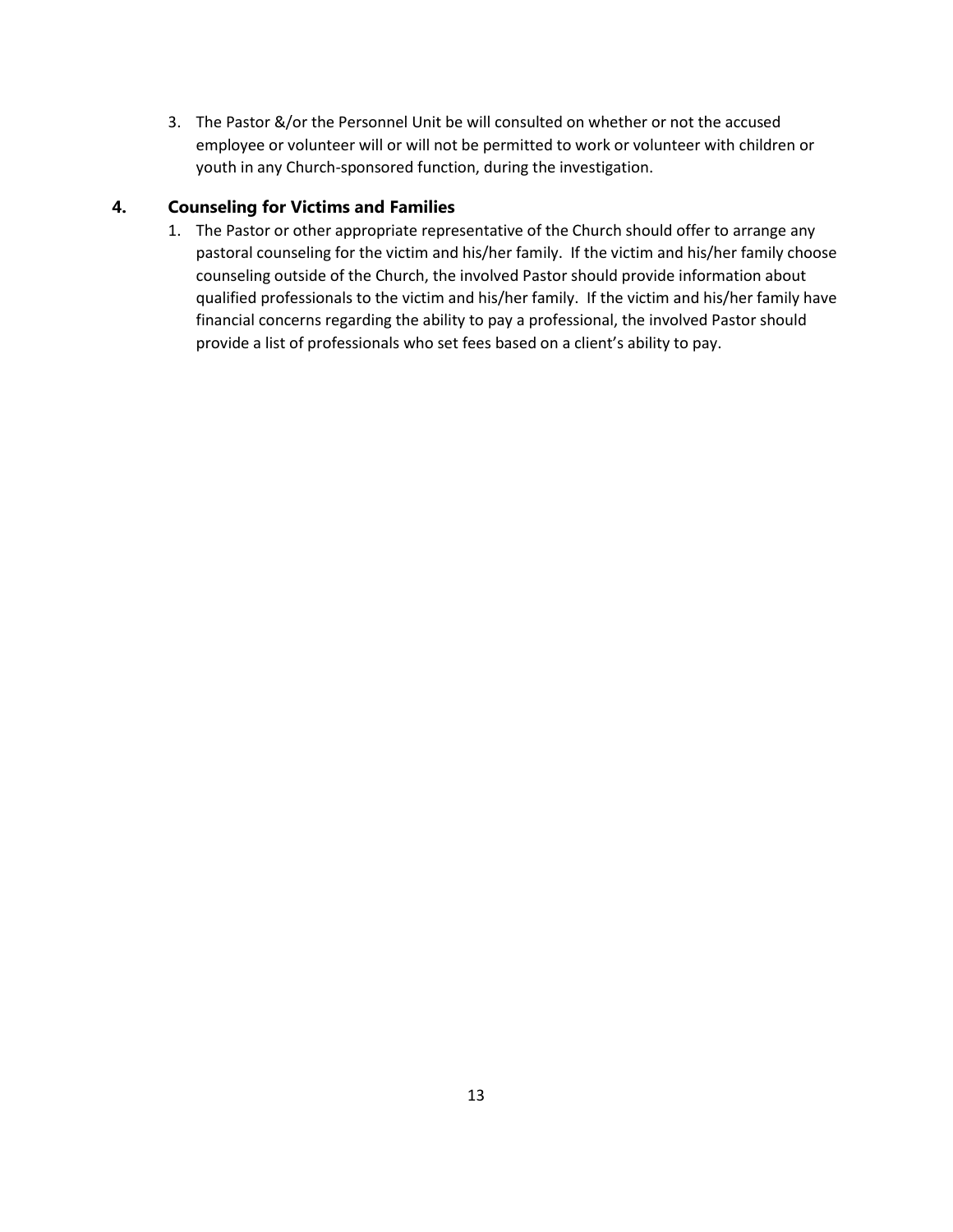3. The Pastor &/or the Personnel Unit be will consulted on whether or not the accused employee or volunteer will or will not be permitted to work or volunteer with children or youth in any Church-sponsored function, during the investigation.

## 4. Counseling for Victims and Families

1. The Pastor or other appropriate representative of the Church should offer to arrange any pastoral counseling for the victim and his/her family. If the victim and his/her family choose counseling outside of the Church, the involved Pastor should provide information about qualified professionals to the victim and his/her family. If the victim and his/her family have financial concerns regarding the ability to pay a professional, the involved Pastor should provide a list of professionals who set fees based on a client's ability to pay.